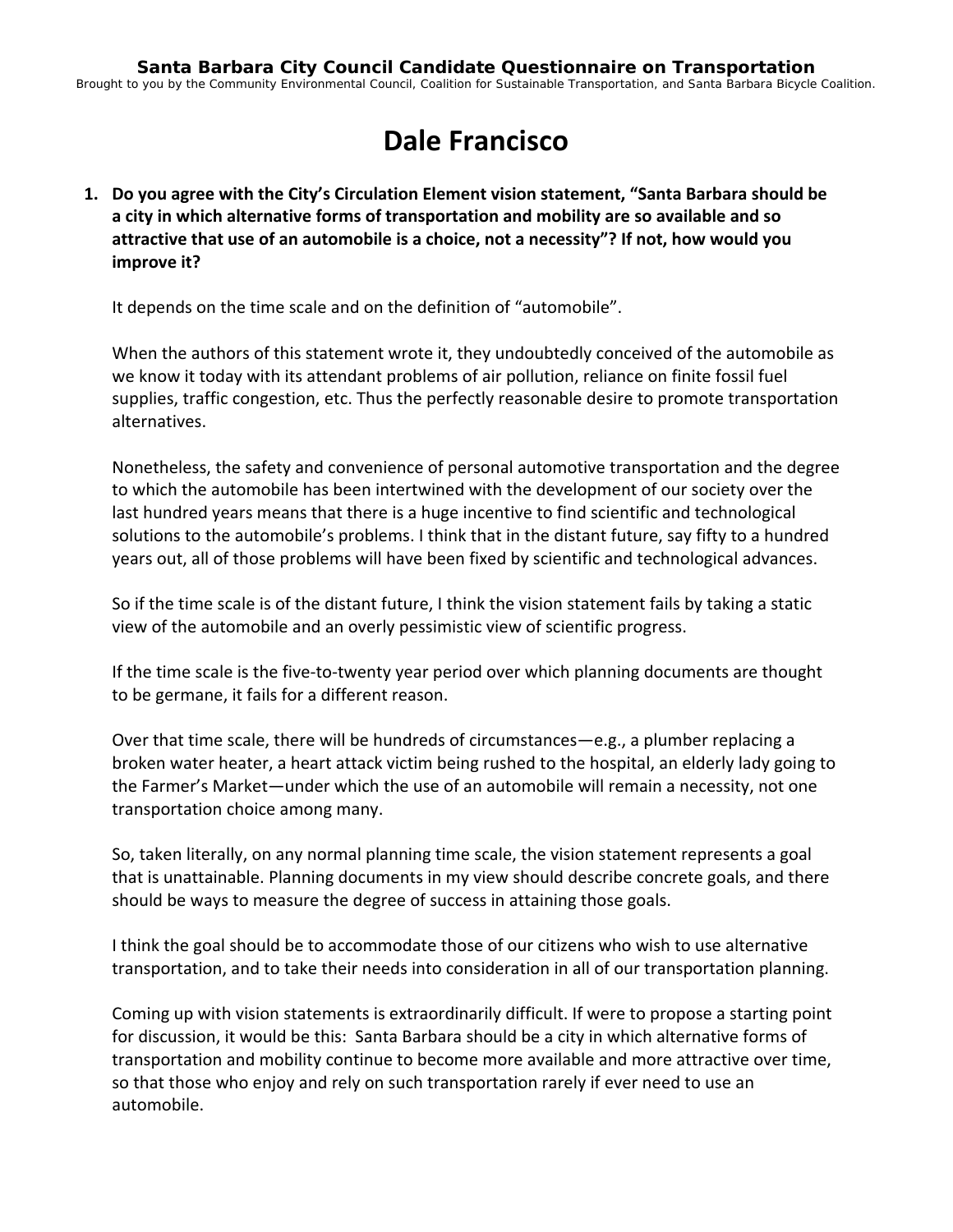**Santa Barbara City Council Candidate Questionnaire on Transportation**

Brought to you by the Community Environmental Council, Coalition for Sustainable Transportation, and Santa Barbara Bicycle Coalition.

# Dale Francisco

1. **Do you agree with the City's Circulation Element vision statement, "Santa Barbara should be a city in which alternative forms of transportation and mobility are so available and so attractive that use of an automobile is a choice, not a necessity"? If not, how would you improve it?**

   It depends on the time scale and on the definition of "automobile".

   When the authors of this statement wrote it, they undoubtedly conceived of the automobile as we know it today with its attendant problems of air pollution, reliance on finite fossil fuel supplies, traffic congestion, etc. Thus the perfectly reasonable desire to promote transportation alternatives.

   Nonetheless, the safety and convenience of personal automotive transportation and the degree to which the automobile has been intertwined with the development of our society over the last hundred years means that there is a huge incentive to find scientific and technological solutions to the automobile's problems. I think that in the distant future, say fifty to a hundred years out, all of those problems will have been fixed by scientific and technological advances.

   So if the time scale is of the distant future, I think the vision statement fails by taking a static view of the automobile and an overly pessimistic view of scientific progress.

   If the time scale is the five-to-twenty year period over which planning documents are thought to be germane, it fails for a different reason.

   Over that time scale, there will be hundreds of circumstances—e.g., a plumber replacing a broken water heater, a heart attack victim being rushed to the hospital, an elderly lady going to the Farmer's Market—under which the use of an automobile will remain a necessity, not one transportation choice among many.

   So, taken literally, on any normal planning time scale, the vision statement represents a goal that is unattainable. Planning documents in my view should describe concrete goals, and there should be ways to measure the degree of success in attaining those goals.

   I think the goal should be to accommodate those of our citizens who wish to use alternative transportation, and to take their needs into consideration in all of our transportation planning.

   Coming up with vision statements is extraordinarily difficult. If were to propose a starting point for discussion, it would be this: Santa Barbara should be a city in which alternative forms of transportation and mobility continue to become more available and more attractive over time, so that those who enjoy and rely on such transportation rarely if ever need to use an automobile.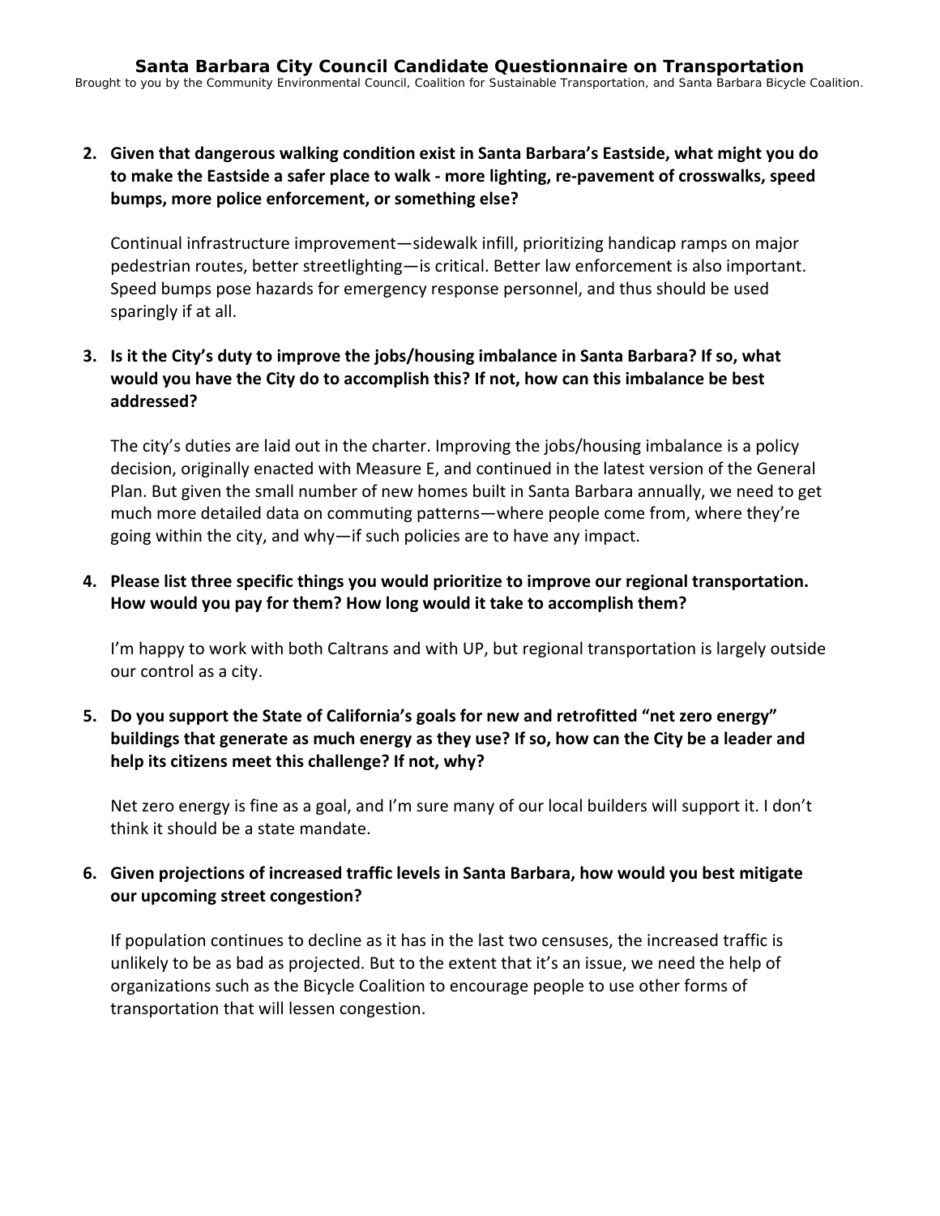**2. Given that dangerous walking condition exist in Santa Barbara's Eastside, what might you do to make the Eastside a safer place to walk - more lighting, re-pavement of crosswalks, speed bumps, more police enforcement, or something else?**

Continual infrastructure improvement—sidewalk infill, prioritizing handicap ramps on major pedestrian routes, better streetlighting—is critical. Better law enforcement is also important. Speed bumps pose hazards for emergency response personnel, and thus should be used sparingly if at all.

**3. Is it the City's duty to improve the jobs/housing imbalance in Santa Barbara? If so, what would you have the City do to accomplish this? If not, how can this imbalance be best addressed?**

The city's duties are laid out in the charter. Improving the jobs/housing imbalance is a policy decision, originally enacted with Measure E, and continued in the latest version of the General Plan. But given the small number of new homes built in Santa Barbara annually, we need to get much more detailed data on commuting patterns—where people come from, where they're going within the city, and why—if such policies are to have any impact.

**4. Please list three specific things you would prioritize to improve our regional transportation. How would you pay for them? How long would it take to accomplish them?**

I'm happy to work with both Caltrans and with UP, but regional transportation is largely outside our control as a city.

**5. Do you support the State of California's goals for new and retrofitted "net zero energy" buildings that generate as much energy as they use? If so, how can the City be a leader and help its citizens meet this challenge? If not, why?**

Net zero energy is fine as a goal, and I'm sure many of our local builders will support it. I don't think it should be a state mandate.

**6. Given projections of increased traffic levels in Santa Barbara, how would you best mitigate our upcoming street congestion?**

If population continues to decline as it has in the last two censuses, the increased traffic is unlikely to be as bad as projected. But to the extent that it's an issue, we need the help of organizations such as the Bicycle Coalition to encourage people to use other forms of transportation that will lessen congestion.